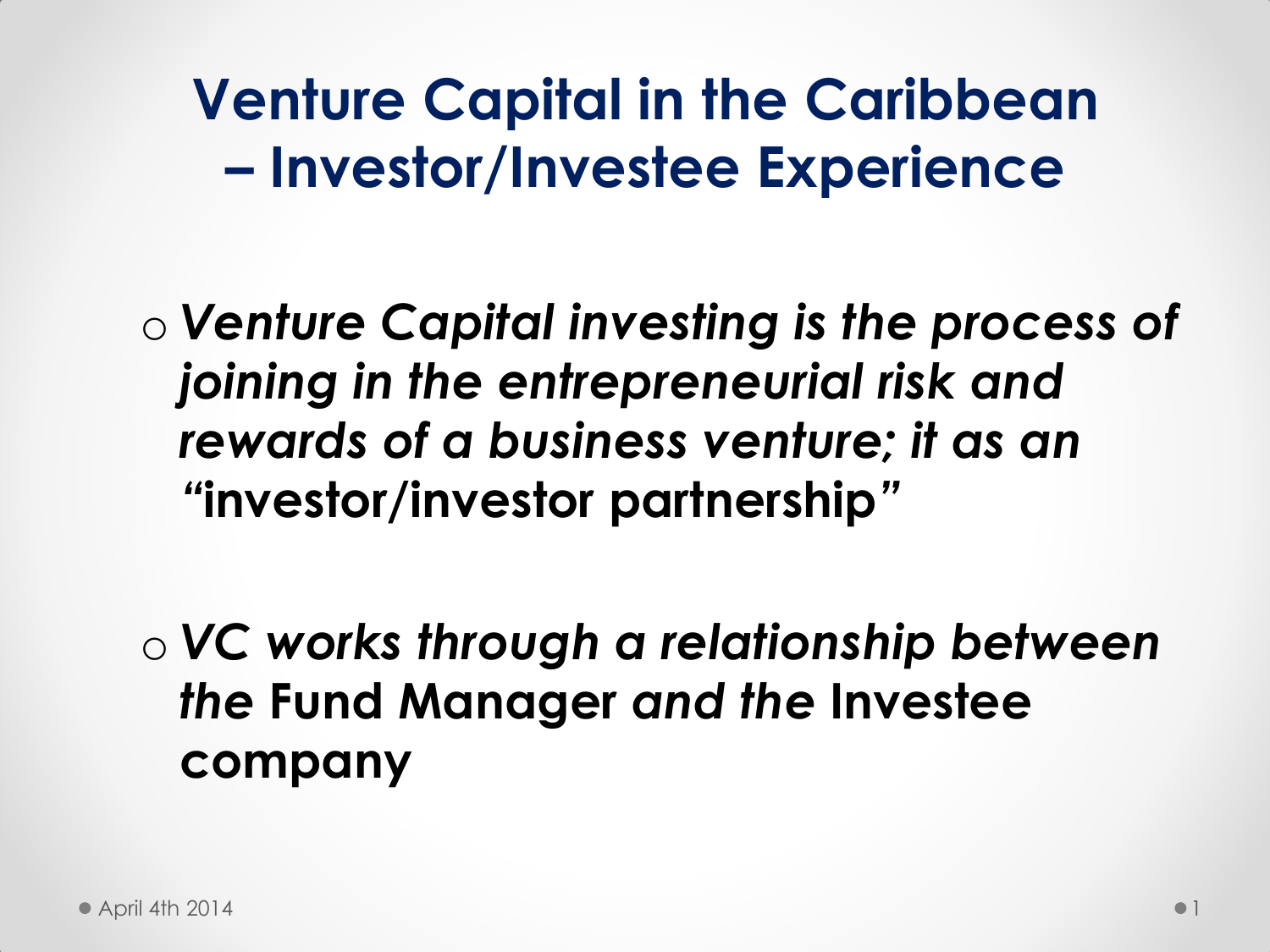# Venture Capital in the Caribbean – Investor/Investee Experience

- *Venture Capital investing is the process of joining in the entrepreneurial risk and rewards of a business venture; it as an* **"investor/investor partnership"**

- *VC works through a relationship between the* **Fund Manager** *and the* **Investee company**

April 4th 2014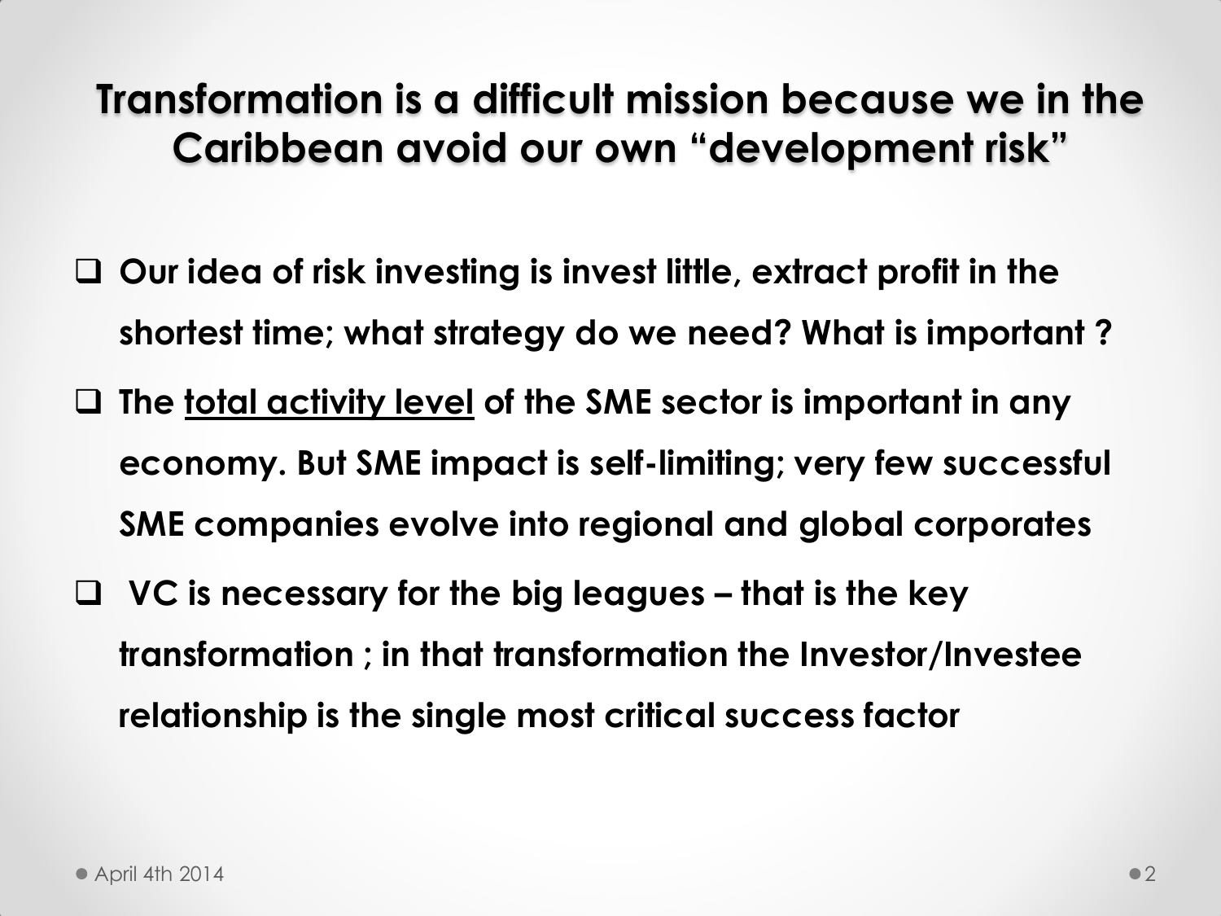# Transformation is a difficult mission because we in the Caribbean avoid our own "development risk"

- Our idea of risk investing is invest little, extract profit in the shortest time; what strategy do we need? What is important ?
- The <u>total activity level</u> of the SME sector is important in any economy. But SME impact is self-limiting; very few successful SME companies evolve into regional and global corporates
- VC is necessary for the big leagues – that is the key transformation ; in that transformation the Investor/Investee relationship is the single most critical success factor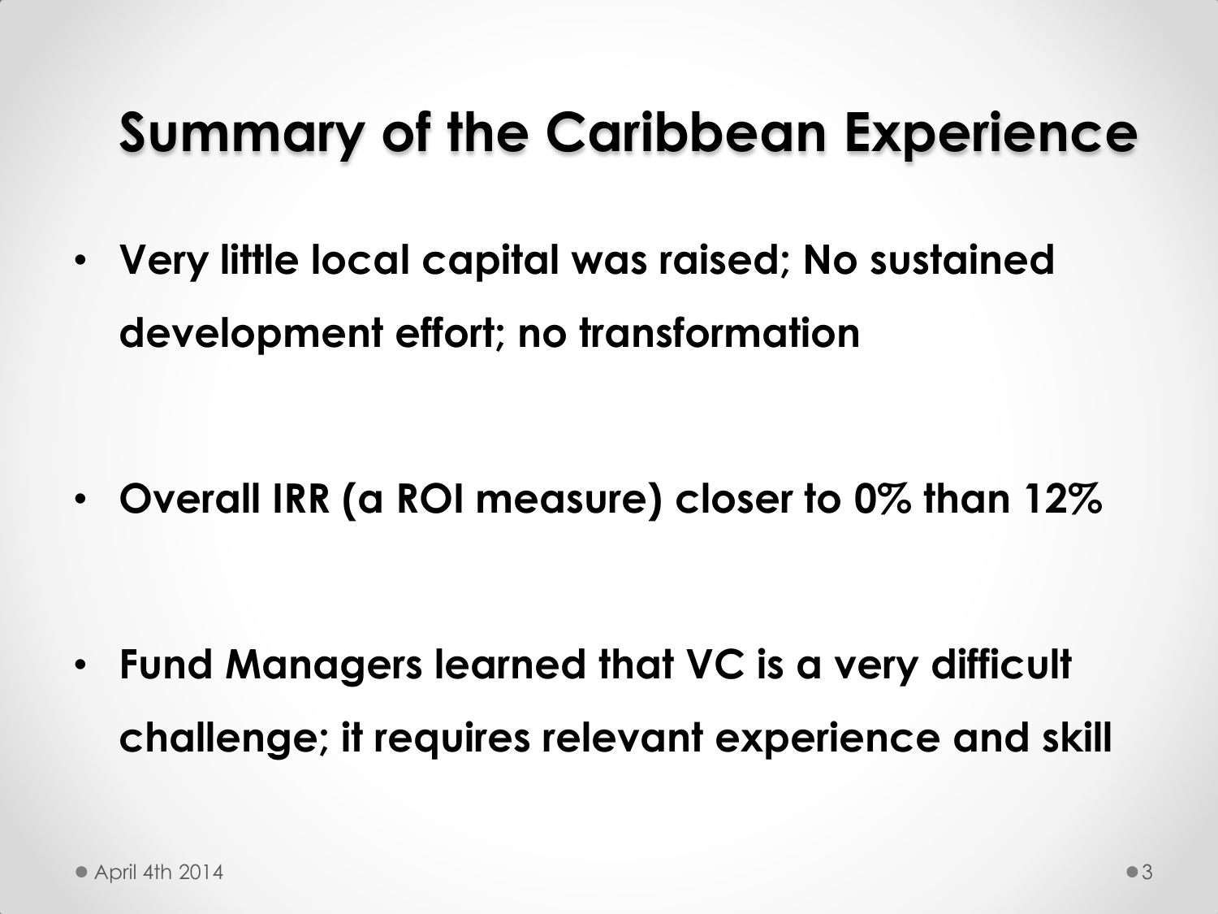# Summary of the Caribbean Experience

- **Very little local capital was raised; No sustained development effort; no transformation**
- **Overall IRR (a ROI measure) closer to 0% than 12%**
- **Fund Managers learned that VC is a very difficult challenge; it requires relevant experience and skill**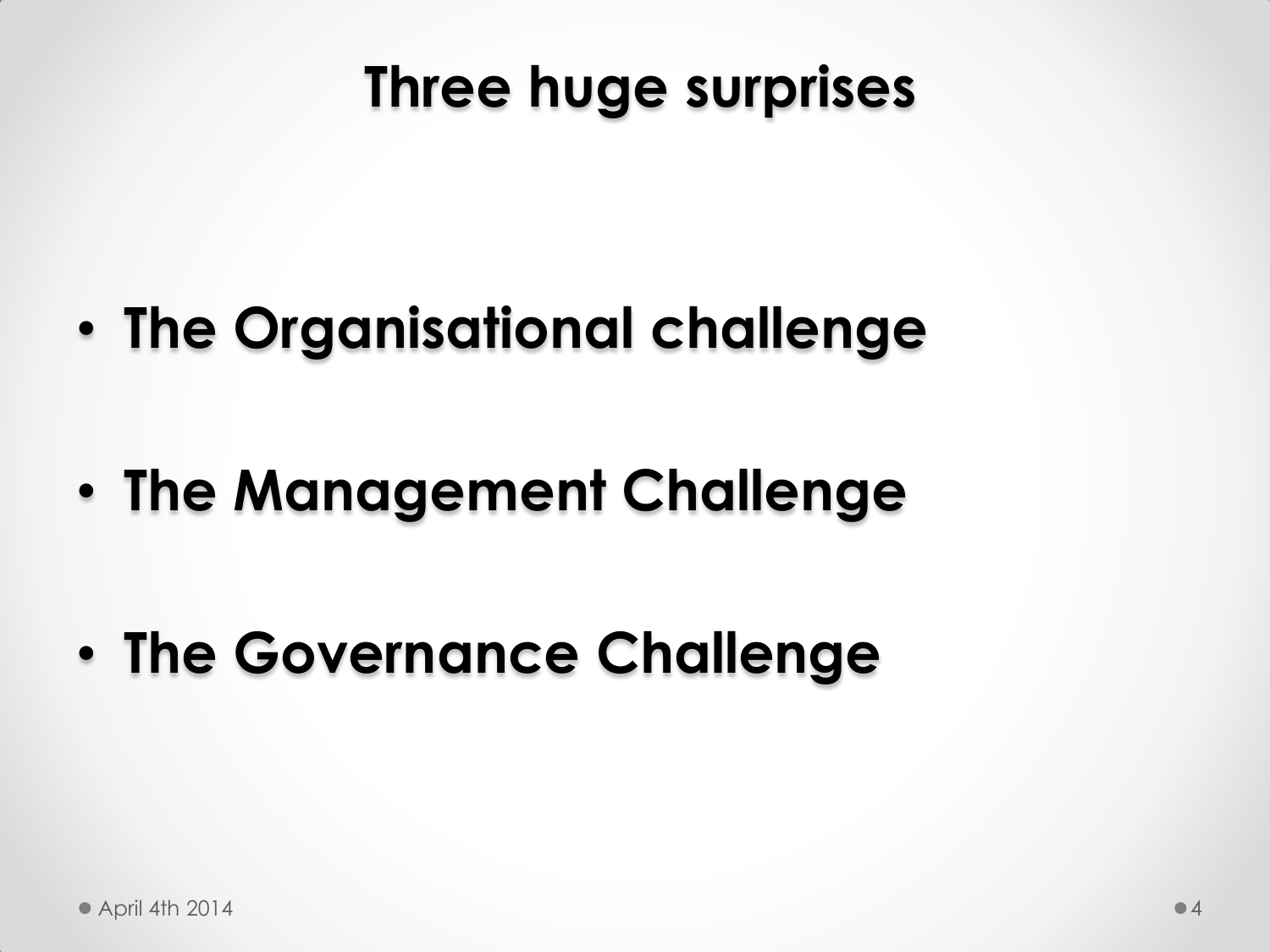# Three huge surprises

- **The Organisational challenge**
- **The Management Challenge**
- **The Governance Challenge**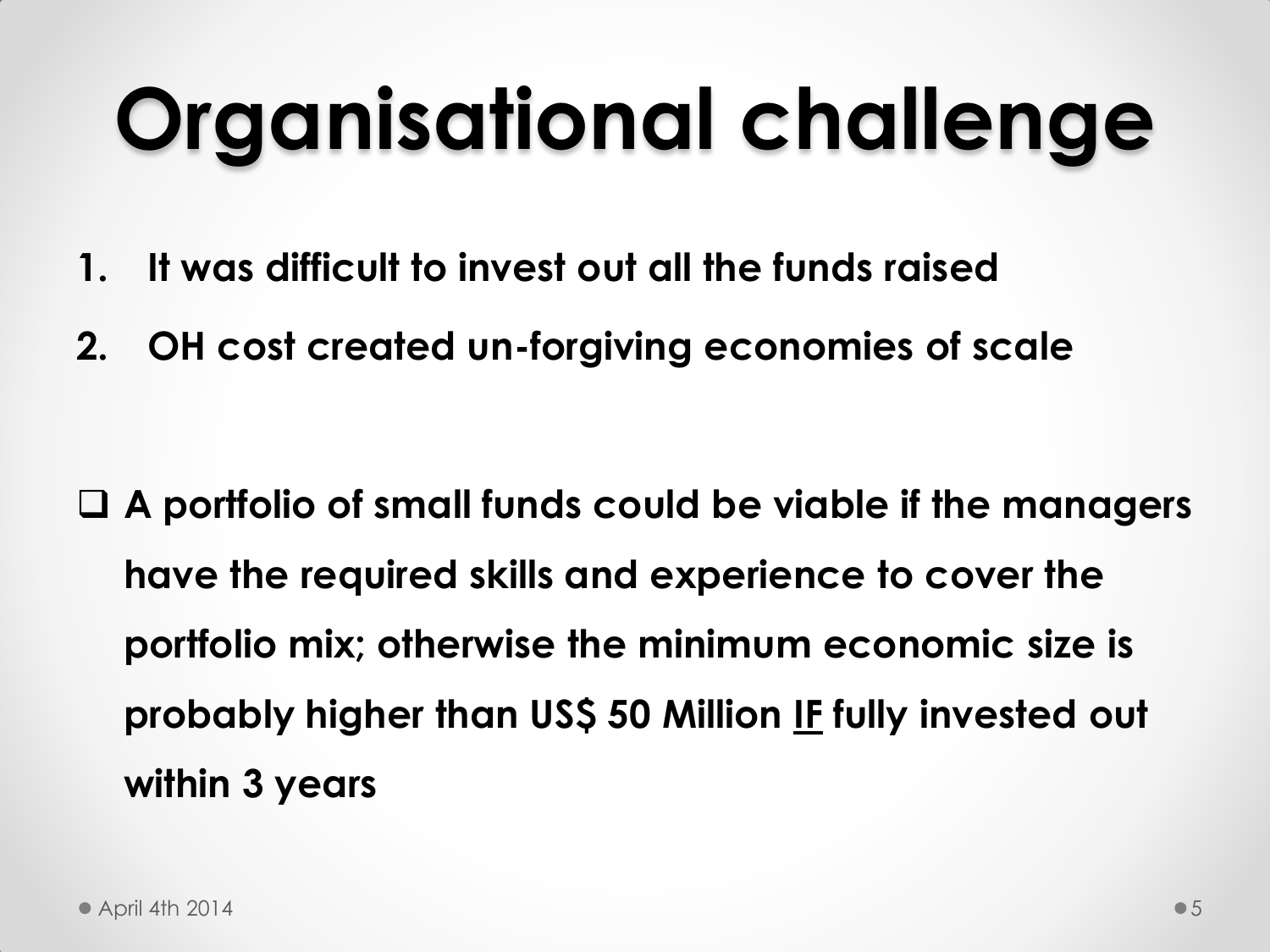# Organisational challenge

1. **It was difficult to invest out all the funds raised**
2. **OH cost created un-forgiving economies of scale**

- [ ] **A portfolio of small funds could be viable if the managers have the required skills and experience to cover the portfolio mix; otherwise the minimum economic size is probably higher than US$ 50 Million <u>IF</u> fully invested out within 3 years**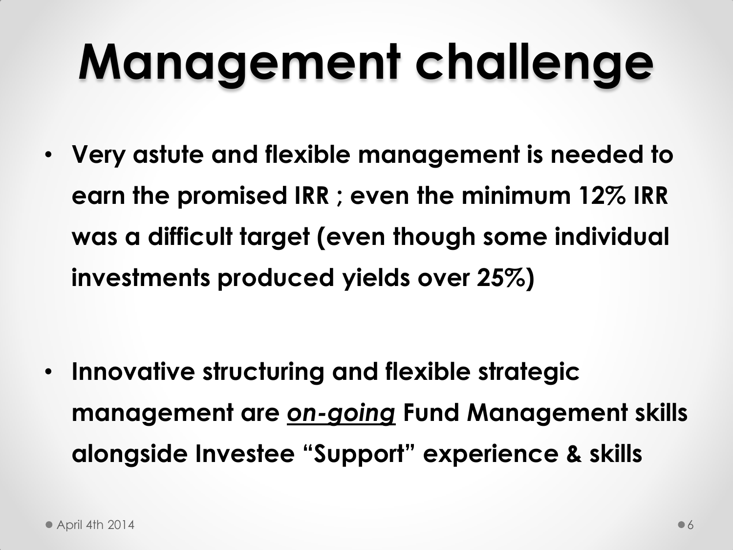# Management challenge

- **Very astute and flexible management is needed to earn the promised IRR ; even the minimum 12% IRR was a difficult target (even though some individual investments produced yields over 25%)**

- **Innovative structuring and flexible strategic management are <u>*on-going*</u> Fund Management skills alongside Investee "Support" experience & skills**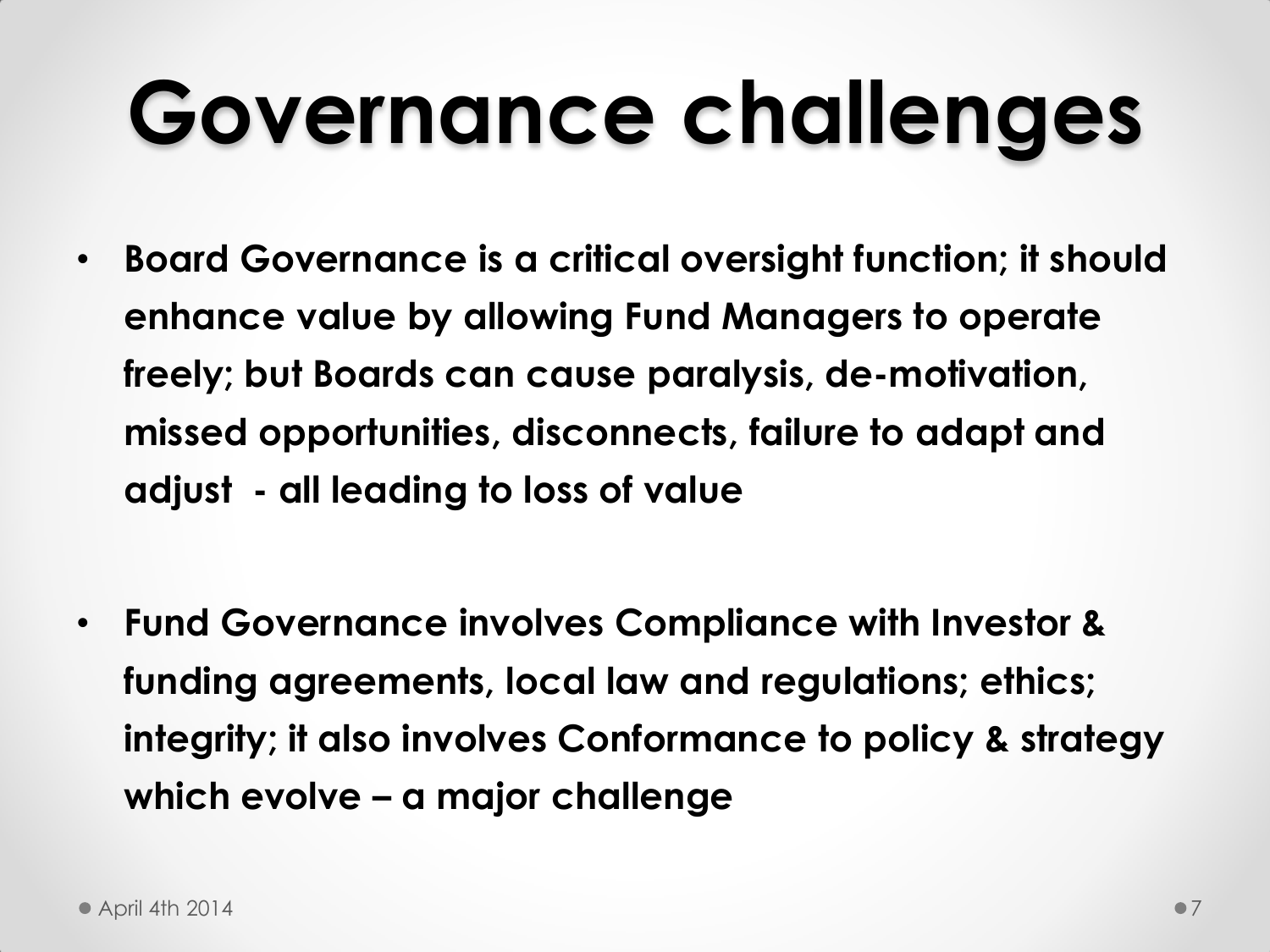# Governance challenges

- **Board Governance is a critical oversight function; it should enhance value by allowing Fund Managers to operate freely; but Boards can cause paralysis, de-motivation, missed opportunities, disconnects, failure to adapt and adjust - all leading to loss of value**

- **Fund Governance involves Compliance with Investor & funding agreements, local law and regulations; ethics; integrity; it also involves Conformance to policy & strategy which evolve – a major challenge**

April 4th 2014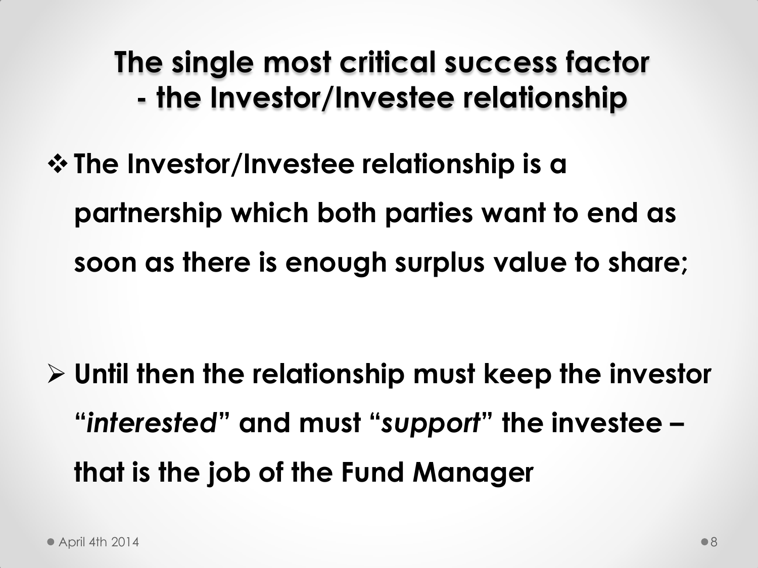# The single most critical success factor - the Investor/Investee relationship

- **The Investor/Investee relationship is a partnership which both parties want to end as soon as there is enough surplus value to share;**

- **Until then the relationship must keep the investor "*interested*" and must "*support*" the investee – that is the job of the Fund Manager**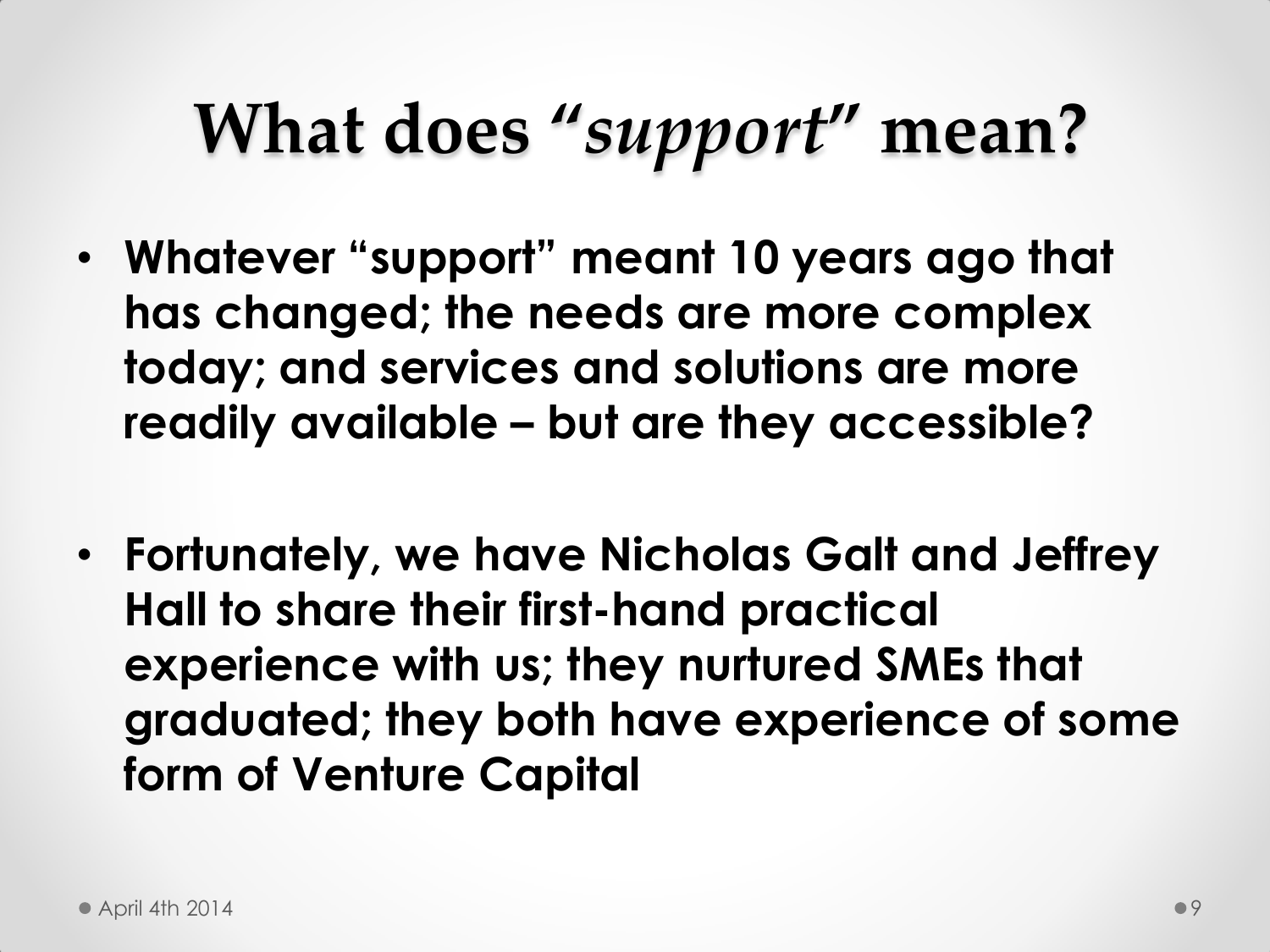# What does *"support"* mean?

- Whatever "support" meant 10 years ago that has changed; the needs are more complex today; and services and solutions are more readily available – but are they accessible?

- Fortunately, we have Nicholas Galt and Jeffrey Hall to share their first-hand practical experience with us; they nurtured SMEs that graduated; they both have experience of some form of Venture Capital

April 4th 2014